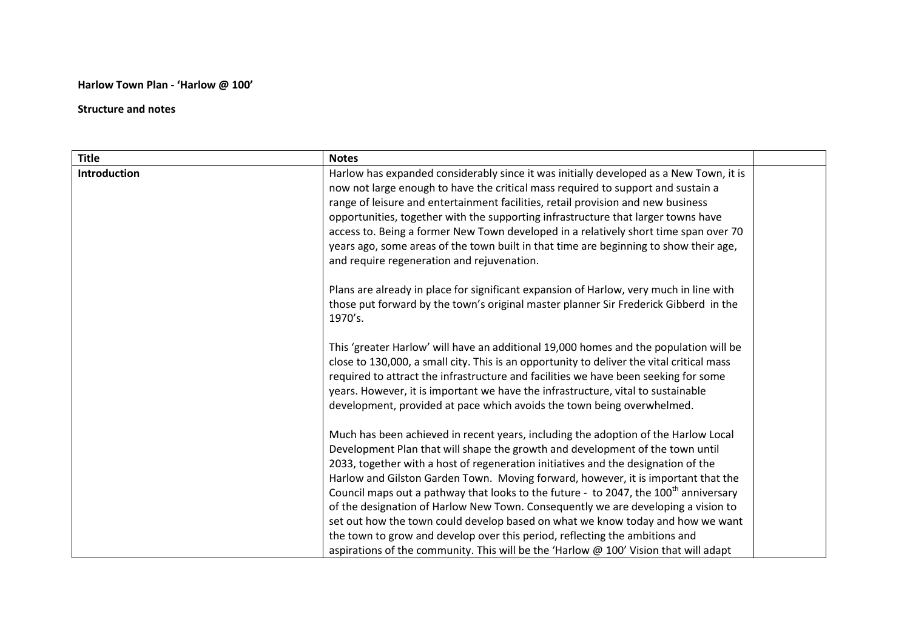**Harlow Town Plan - 'Harlow @ 100'**

**Structure and notes**

| Title | Notes | |
|---|---|---|
| **Introduction** | Harlow has expanded considerably since it was initially developed as a New Town, it is now not large enough to have the critical mass required to support and sustain a range of leisure and entertainment facilities, retail provision and new business opportunities, together with the supporting infrastructure that larger towns have access to. Being a former New Town developed in a relatively short time span over 70 years ago, some areas of the town built in that time are beginning to show their age, and require regeneration and rejuvenation.<br><br>Plans are already in place for significant expansion of Harlow, very much in line with those put forward by the town's original master planner Sir Frederick Gibberd in the 1970's.<br><br>This 'greater Harlow' will have an additional 19,000 homes and the population will be close to 130,000, a small city. This is an opportunity to deliver the vital critical mass required to attract the infrastructure and facilities we have been seeking for some years. However, it is important we have the infrastructure, vital to sustainable development, provided at pace which avoids the town being overwhelmed.<br><br>Much has been achieved in recent years, including the adoption of the Harlow Local Development Plan that will shape the growth and development of the town until 2033, together with a host of regeneration initiatives and the designation of the Harlow and Gilston Garden Town. Moving forward, however, it is important that the Council maps out a pathway that looks to the future - to 2047, the 100th anniversary of the designation of Harlow New Town. Consequently we are developing a vision to set out how the town could develop based on what we know today and how we want the town to grow and develop over this period, reflecting the ambitions and aspirations of the community. This will be the 'Harlow @ 100' Vision that will adapt | |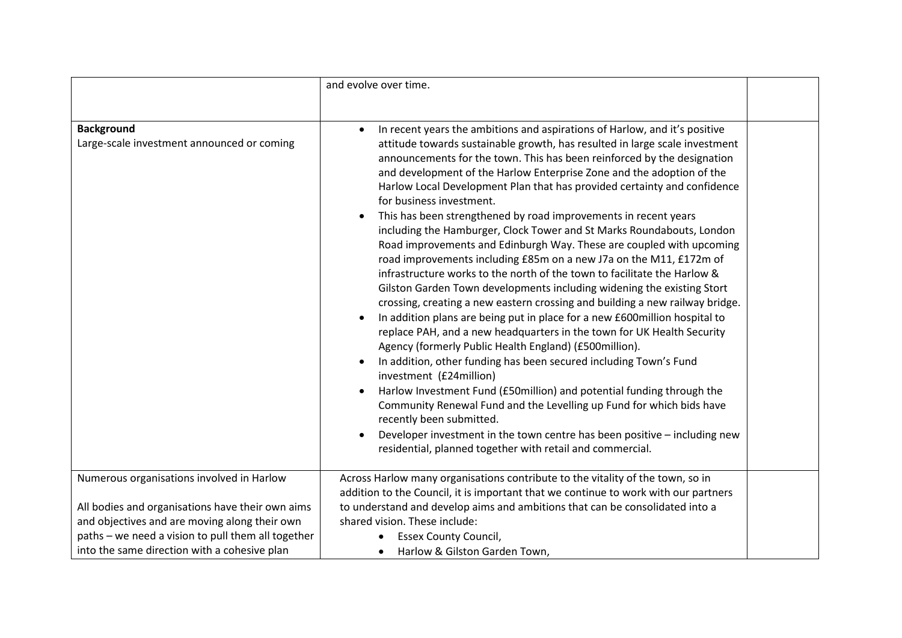|  |  |  |
|---|---|---|
|  | and evolve over time. |  |
| **Background**<br>Large-scale investment announced or coming | • In recent years the ambitions and aspirations of Harlow, and it's positive attitude towards sustainable growth, has resulted in large scale investment announcements for the town. This has been reinforced by the designation and development of the Harlow Enterprise Zone and the adoption of the Harlow Local Development Plan that has provided certainty and confidence for business investment.<br>• This has been strengthened by road improvements in recent years including the Hamburger, Clock Tower and St Marks Roundabouts, London Road improvements and Edinburgh Way. These are coupled with upcoming road improvements including £85m on a new J7a on the M11, £172m of infrastructure works to the north of the town to facilitate the Harlow & Gilston Garden Town developments including widening the existing Stort crossing, creating a new eastern crossing and building a new railway bridge.<br>• In addition plans are being put in place for a new £600million hospital to replace PAH, and a new headquarters in the town for UK Health Security Agency (formerly Public Health England) (£500million).<br>• In addition, other funding has been secured including Town's Fund investment (£24million)<br>• Harlow Investment Fund (£50million) and potential funding through the Community Renewal Fund and the Levelling up Fund for which bids have recently been submitted.<br>• Developer investment in the town centre has been positive – including new residential, planned together with retail and commercial. |  |
| Numerous organisations involved in Harlow<br><br>All bodies and organisations have their own aims and objectives and are moving along their own paths – we need a vision to pull them all together into the same direction with a cohesive plan | Across Harlow many organisations contribute to the vitality of the town, so in addition to the Council, it is important that we continue to work with our partners to understand and develop aims and ambitions that can be consolidated into a shared vision. These include:<br>• Essex County Council,<br>• Harlow & Gilston Garden Town, |  |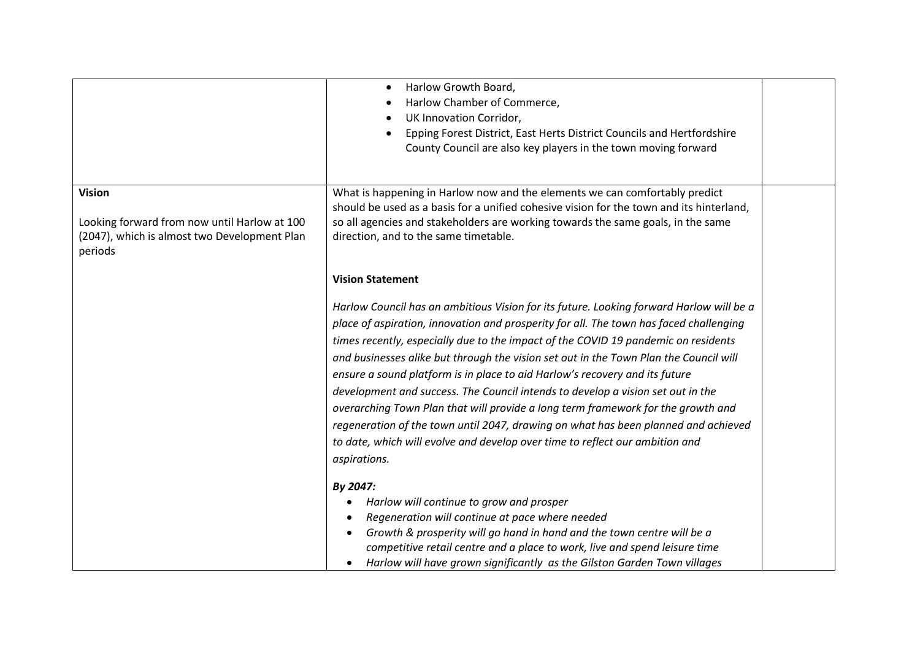| | | |
|---|---|---|
| | • Harlow Growth Board,<br>• Harlow Chamber of Commerce,<br>• UK Innovation Corridor,<br>• Epping Forest District, East Herts District Councils and Hertfordshire County Council are also key players in the town moving forward | |
| **Vision**<br><br>Looking forward from now until Harlow at 100 (2047), which is almost two Development Plan periods | What is happening in Harlow now and the elements we can comfortably predict should be used as a basis for a unified cohesive vision for the town and its hinterland, so all agencies and stakeholders are working towards the same goals, in the same direction, and to the same timetable.<br><br>**Vision Statement**<br><br>*Harlow Council has an ambitious Vision for its future. Looking forward Harlow will be a place of aspiration, innovation and prosperity for all. The town has faced challenging times recently, especially due to the impact of the COVID 19 pandemic on residents and businesses alike but through the vision set out in the Town Plan the Council will ensure a sound platform is in place to aid Harlow's recovery and its future development and success. The Council intends to develop a vision set out in the overarching Town Plan that will provide a long term framework for the growth and regeneration of the town until 2047, drawing on what has been planned and achieved to date, which will evolve and develop over time to reflect our ambition and aspirations.*<br><br>***By 2047:***<br>• *Harlow will continue to grow and prosper*<br>• *Regeneration will continue at pace where needed*<br>• *Growth & prosperity will go hand in hand and the town centre will be a competitive retail centre and a place to work, live and spend leisure time*<br>• *Harlow will have grown significantly as the Gilston Garden Town villages* | |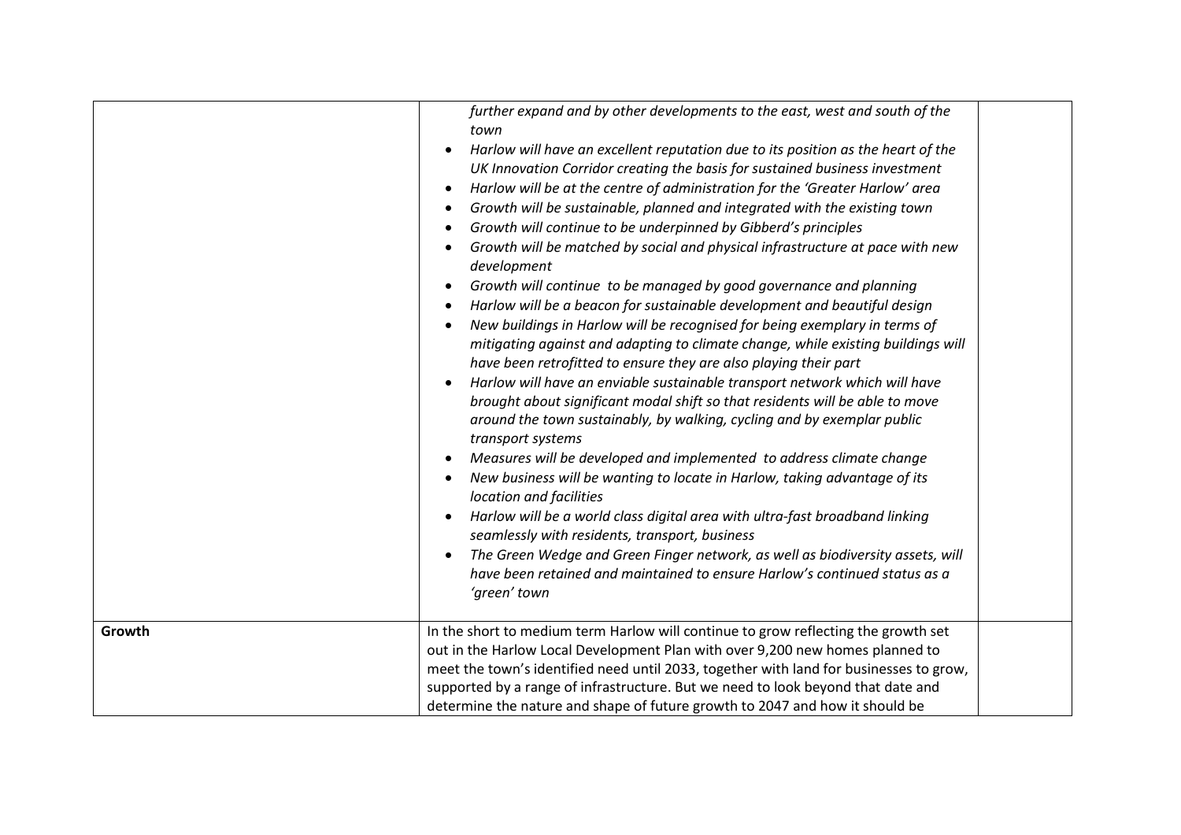| | | |
|---|---|---|
| | *further expand and by other developments to the east, west and south of the town*<br>• *Harlow will have an excellent reputation due to its position as the heart of the UK Innovation Corridor creating the basis for sustained business investment*<br>• *Harlow will be at the centre of administration for the 'Greater Harlow' area*<br>• *Growth will be sustainable, planned and integrated with the existing town*<br>• *Growth will continue to be underpinned by Gibberd's principles*<br>• *Growth will be matched by social and physical infrastructure at pace with new development*<br>• *Growth will continue to be managed by good governance and planning*<br>• *Harlow will be a beacon for sustainable development and beautiful design*<br>• *New buildings in Harlow will be recognised for being exemplary in terms of mitigating against and adapting to climate change, while existing buildings will have been retrofitted to ensure they are also playing their part*<br>• *Harlow will have an enviable sustainable transport network which will have brought about significant modal shift so that residents will be able to move around the town sustainably, by walking, cycling and by exemplar public transport systems*<br>• *Measures will be developed and implemented to address climate change*<br>• *New business will be wanting to locate in Harlow, taking advantage of its location and facilities*<br>• *Harlow will be a world class digital area with ultra-fast broadband linking seamlessly with residents, transport, business*<br>• *The Green Wedge and Green Finger network, as well as biodiversity assets, will have been retained and maintained to ensure Harlow's continued status as a 'green' town* | |
| **Growth** | In the short to medium term Harlow will continue to grow reflecting the growth set out in the Harlow Local Development Plan with over 9,200 new homes planned to meet the town's identified need until 2033, together with land for businesses to grow, supported by a range of infrastructure. But we need to look beyond that date and determine the nature and shape of future growth to 2047 and how it should be | |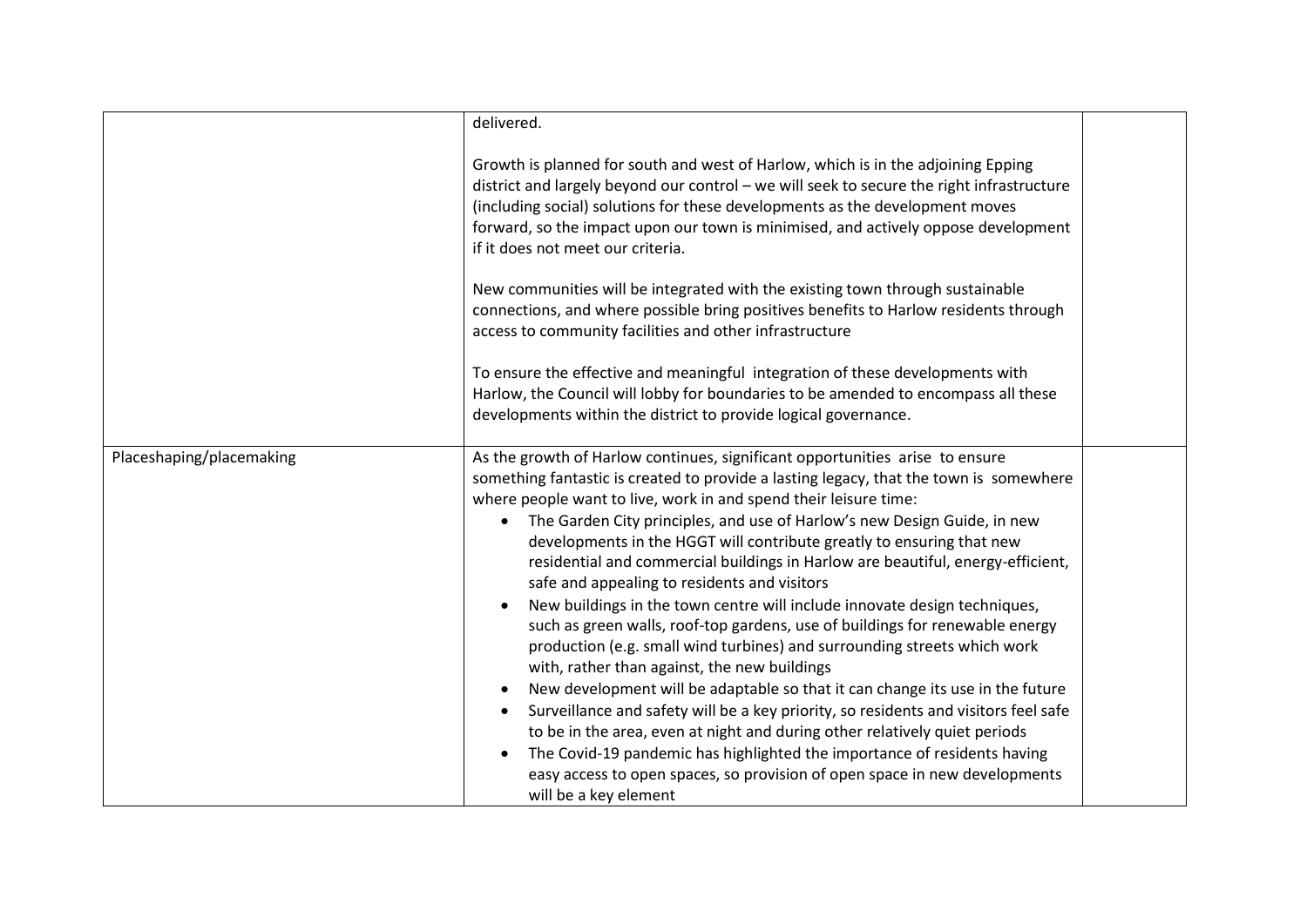| | | |
|---|---|---|
| | delivered.<br><br>Growth is planned for south and west of Harlow, which is in the adjoining Epping district and largely beyond our control – we will seek to secure the right infrastructure (including social) solutions for these developments as the development moves forward, so the impact upon our town is minimised, and actively oppose development if it does not meet our criteria.<br><br>New communities will be integrated with the existing town through sustainable connections, and where possible bring positives benefits to Harlow residents through access to community facilities and other infrastructure<br><br>To ensure the effective and meaningful integration of these developments with Harlow, the Council will lobby for boundaries to be amended to encompass all these developments within the district to provide logical governance. | |
| Placeshaping/placemaking | As the growth of Harlow continues, significant opportunities arise to ensure something fantastic is created to provide a lasting legacy, that the town is somewhere where people want to live, work in and spend their leisure time:<br>• The Garden City principles, and use of Harlow's new Design Guide, in new developments in the HGGT will contribute greatly to ensuring that new residential and commercial buildings in Harlow are beautiful, energy-efficient, safe and appealing to residents and visitors<br>• New buildings in the town centre will include innovate design techniques, such as green walls, roof-top gardens, use of buildings for renewable energy production (e.g. small wind turbines) and surrounding streets which work with, rather than against, the new buildings<br>• New development will be adaptable so that it can change its use in the future<br>• Surveillance and safety will be a key priority, so residents and visitors feel safe to be in the area, even at night and during other relatively quiet periods<br>• The Covid-19 pandemic has highlighted the importance of residents having easy access to open spaces, so provision of open space in new developments will be a key element | |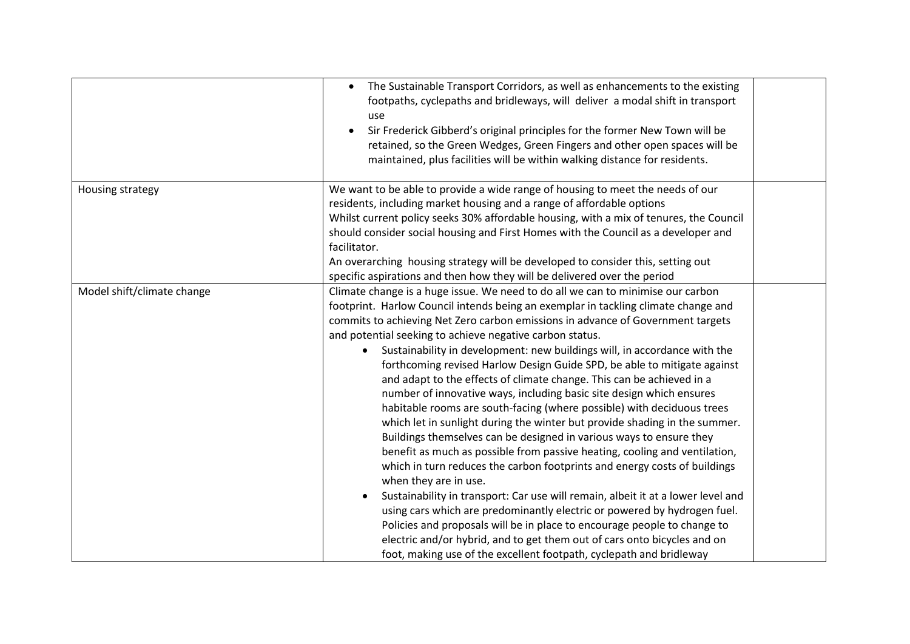| | | |
|---|---|---|
| | • The Sustainable Transport Corridors, as well as enhancements to the existing footpaths, cyclepaths and bridleways, will deliver a modal shift in transport use<br>• Sir Frederick Gibberd's original principles for the former New Town will be retained, so the Green Wedges, Green Fingers and other open spaces will be maintained, plus facilities will be within walking distance for residents. | |
| Housing strategy | We want to be able to provide a wide range of housing to meet the needs of our residents, including market housing and a range of affordable options<br>Whilst current policy seeks 30% affordable housing, with a mix of tenures, the Council should consider social housing and First Homes with the Council as a developer and facilitator.<br>An overarching housing strategy will be developed to consider this, setting out specific aspirations and then how they will be delivered over the period | |
| Model shift/climate change | Climate change is a huge issue. We need to do all we can to minimise our carbon footprint. Harlow Council intends being an exemplar in tackling climate change and commits to achieving Net Zero carbon emissions in advance of Government targets and potential seeking to achieve negative carbon status.<br>• Sustainability in development: new buildings will, in accordance with the forthcoming revised Harlow Design Guide SPD, be able to mitigate against and adapt to the effects of climate change. This can be achieved in a number of innovative ways, including basic site design which ensures habitable rooms are south-facing (where possible) with deciduous trees which let in sunlight during the winter but provide shading in the summer. Buildings themselves can be designed in various ways to ensure they benefit as much as possible from passive heating, cooling and ventilation, which in turn reduces the carbon footprints and energy costs of buildings when they are in use.<br>• Sustainability in transport: Car use will remain, albeit it at a lower level and using cars which are predominantly electric or powered by hydrogen fuel. Policies and proposals will be in place to encourage people to change to electric and/or hybrid, and to get them out of cars onto bicycles and on foot, making use of the excellent footpath, cyclepath and bridleway | |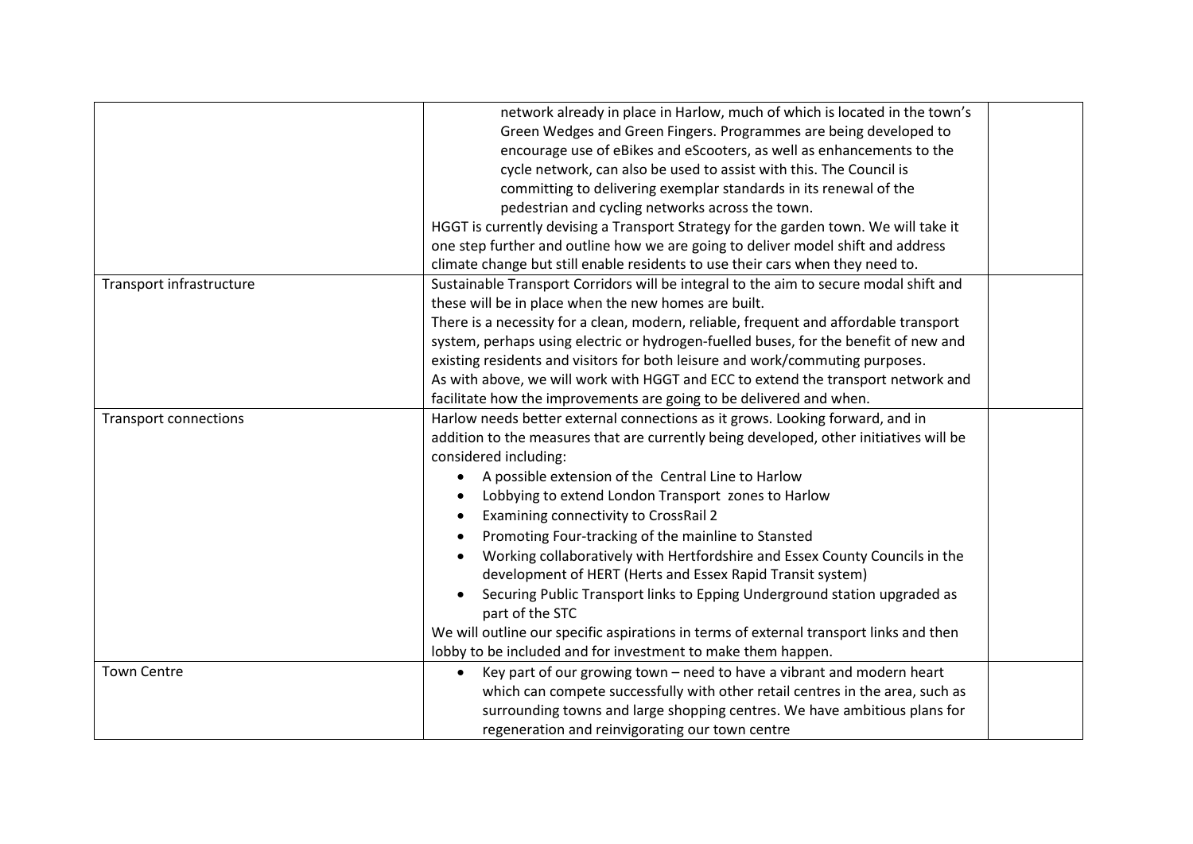| | | |
|---|---|---|
| | network already in place in Harlow, much of which is located in the town's Green Wedges and Green Fingers. Programmes are being developed to encourage use of eBikes and eScooters, as well as enhancements to the cycle network, can also be used to assist with this. The Council is committing to delivering exemplar standards in its renewal of the pedestrian and cycling networks across the town.<br>HGGT is currently devising a Transport Strategy for the garden town. We will take it one step further and outline how we are going to deliver model shift and address climate change but still enable residents to use their cars when they need to. | |
| Transport infrastructure | Sustainable Transport Corridors will be integral to the aim to secure modal shift and these will be in place when the new homes are built.<br>There is a necessity for a clean, modern, reliable, frequent and affordable transport system, perhaps using electric or hydrogen-fuelled buses, for the benefit of new and existing residents and visitors for both leisure and work/commuting purposes.<br>As with above, we will work with HGGT and ECC to extend the transport network and facilitate how the improvements are going to be delivered and when. | |
| Transport connections | Harlow needs better external connections as it grows. Looking forward, and in addition to the measures that are currently being developed, other initiatives will be considered including:<br>• A possible extension of the Central Line to Harlow<br>• Lobbying to extend London Transport zones to Harlow<br>• Examining connectivity to CrossRail 2<br>• Promoting Four-tracking of the mainline to Stansted<br>• Working collaboratively with Hertfordshire and Essex County Councils in the development of HERT (Herts and Essex Rapid Transit system)<br>• Securing Public Transport links to Epping Underground station upgraded as part of the STC<br>We will outline our specific aspirations in terms of external transport links and then lobby to be included and for investment to make them happen. | |
| Town Centre | • Key part of our growing town – need to have a vibrant and modern heart which can compete successfully with other retail centres in the area, such as surrounding towns and large shopping centres. We have ambitious plans for regeneration and reinvigorating our town centre | |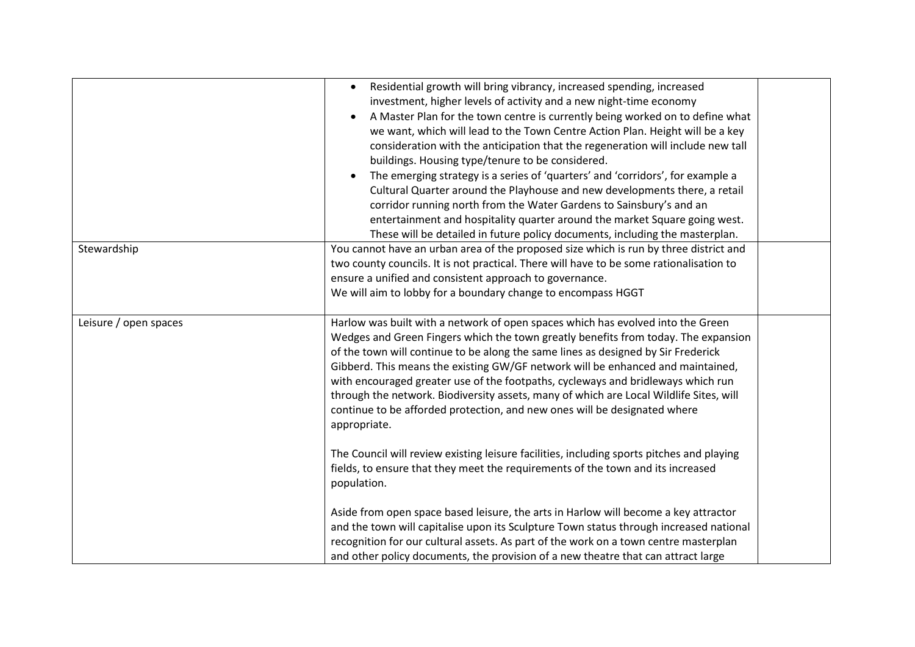| | | |
|---|---|---|
| | • Residential growth will bring vibrancy, increased spending, increased investment, higher levels of activity and a new night-time economy<br>• A Master Plan for the town centre is currently being worked on to define what we want, which will lead to the Town Centre Action Plan. Height will be a key consideration with the anticipation that the regeneration will include new tall buildings. Housing type/tenure to be considered.<br>• The emerging strategy is a series of 'quarters' and 'corridors', for example a Cultural Quarter around the Playhouse and new developments there, a retail corridor running north from the Water Gardens to Sainsbury's and an entertainment and hospitality quarter around the market Square going west. These will be detailed in future policy documents, including the masterplan. | |
| Stewardship | You cannot have an urban area of the proposed size which is run by three district and two county councils. It is not practical. There will have to be some rationalisation to ensure a unified and consistent approach to governance.<br>We will aim to lobby for a boundary change to encompass HGGT | |
| Leisure / open spaces | Harlow was built with a network of open spaces which has evolved into the Green Wedges and Green Fingers which the town greatly benefits from today. The expansion of the town will continue to be along the same lines as designed by Sir Frederick Gibberd. This means the existing GW/GF network will be enhanced and maintained, with encouraged greater use of the footpaths, cycleways and bridleways which run through the network. Biodiversity assets, many of which are Local Wildlife Sites, will continue to be afforded protection, and new ones will be designated where appropriate.<br><br>The Council will review existing leisure facilities, including sports pitches and playing fields, to ensure that they meet the requirements of the town and its increased population.<br><br>Aside from open space based leisure, the arts in Harlow will become a key attractor and the town will capitalise upon its Sculpture Town status through increased national recognition for our cultural assets. As part of the work on a town centre masterplan and other policy documents, the provision of a new theatre that can attract large | |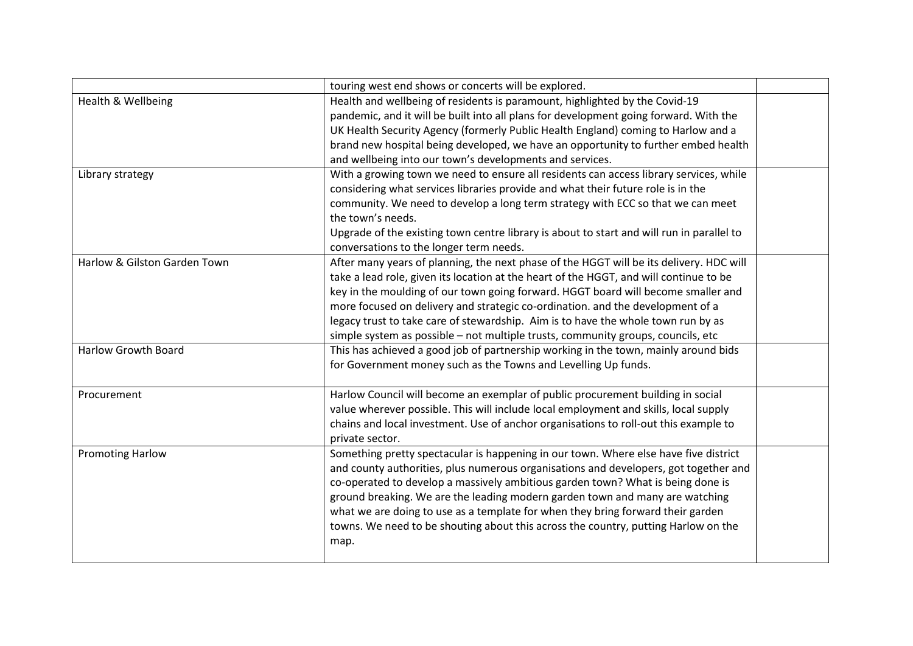| | | |
|---|---|---|
| | touring west end shows or concerts will be explored. | |
| Health & Wellbeing | Health and wellbeing of residents is paramount, highlighted by the Covid-19 pandemic, and it will be built into all plans for development going forward. With the UK Health Security Agency (formerly Public Health England) coming to Harlow and a brand new hospital being developed, we have an opportunity to further embed health and wellbeing into our town's developments and services. | |
| Library strategy | With a growing town we need to ensure all residents can access library services, while considering what services libraries provide and what their future role is in the community. We need to develop a long term strategy with ECC so that we can meet the town's needs.<br>Upgrade of the existing town centre library is about to start and will run in parallel to conversations to the longer term needs. | |
| Harlow & Gilston Garden Town | After many years of planning, the next phase of the HGGT will be its delivery. HDC will take a lead role, given its location at the heart of the HGGT, and will continue to be key in the moulding of our town going forward. HGGT board will become smaller and more focused on delivery and strategic co-ordination. and the development of a legacy trust to take care of stewardship. Aim is to have the whole town run by as simple system as possible – not multiple trusts, community groups, councils, etc | |
| Harlow Growth Board | This has achieved a good job of partnership working in the town, mainly around bids for Government money such as the Towns and Levelling Up funds. | |
| Procurement | Harlow Council will become an exemplar of public procurement building in social value wherever possible. This will include local employment and skills, local supply chains and local investment. Use of anchor organisations to roll-out this example to private sector. | |
| Promoting Harlow | Something pretty spectacular is happening in our town. Where else have five district and county authorities, plus numerous organisations and developers, got together and co-operated to develop a massively ambitious garden town? What is being done is ground breaking. We are the leading modern garden town and many are watching what we are doing to use as a template for when they bring forward their garden towns. We need to be shouting about this across the country, putting Harlow on the map. | |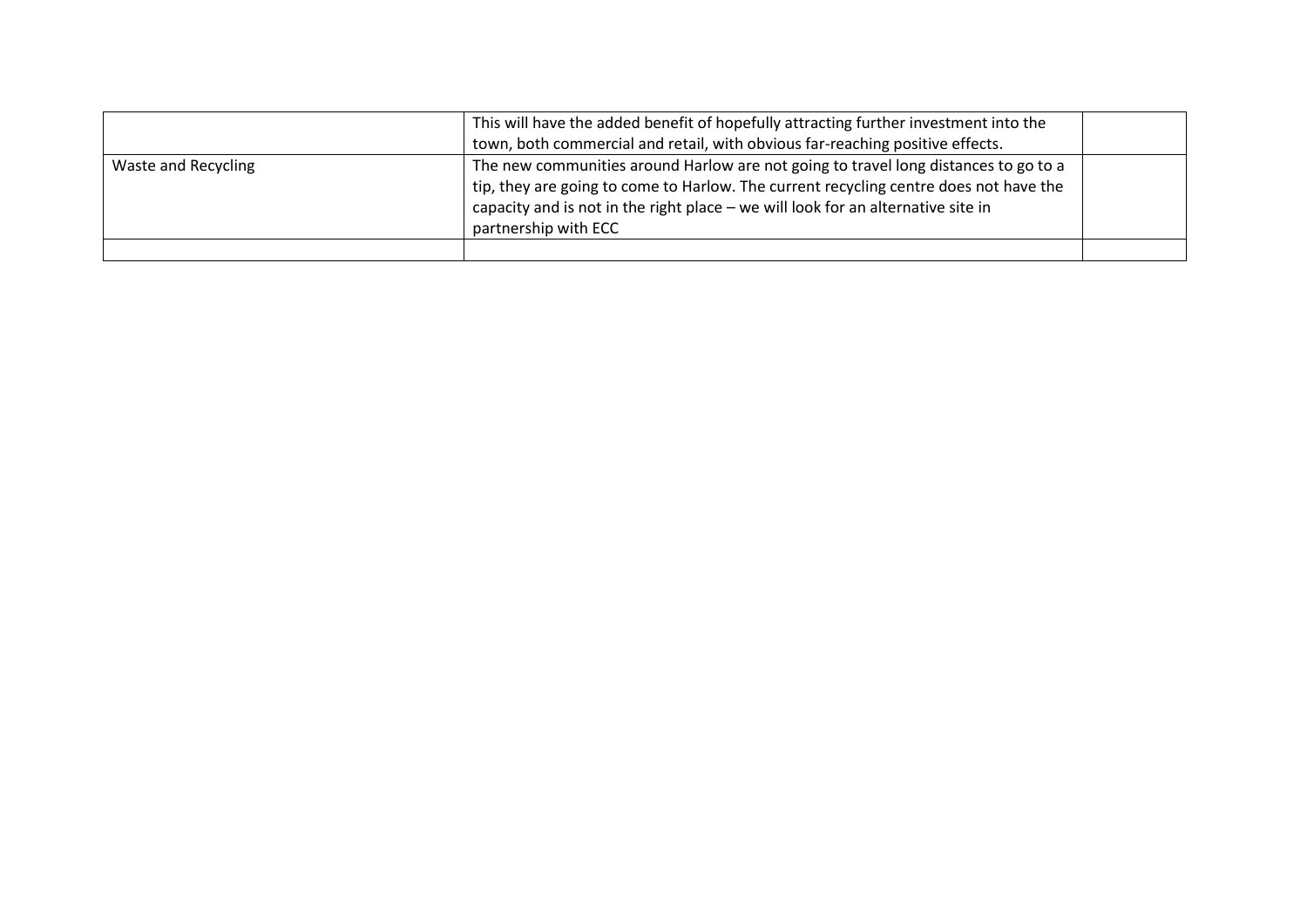| | | |
|---|---|---|
| | This will have the added benefit of hopefully attracting further investment into the town, both commercial and retail, with obvious far-reaching positive effects. | |
| Waste and Recycling | The new communities around Harlow are not going to travel long distances to go to a tip, they are going to come to Harlow. The current recycling centre does not have the capacity and is not in the right place – we will look for an alternative site in partnership with ECC | |
| | | |